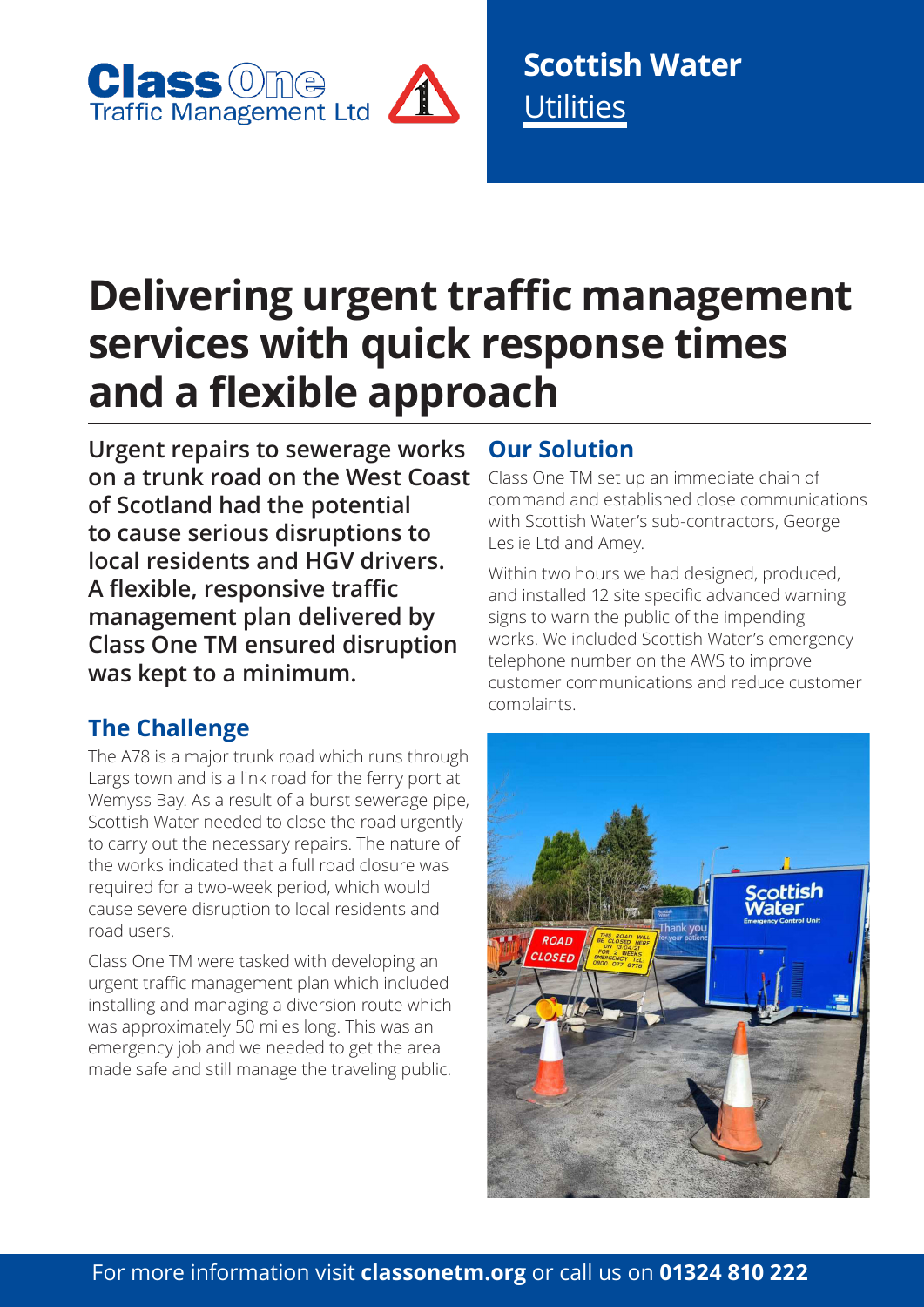Class One Traffic Management Ltd

**Scottish Water**
Utilities

# Delivering urgent traffic management services with quick response times and a flexible approach

**Urgent repairs to sewerage works on a trunk road on the West Coast of Scotland had the potential to cause serious disruptions to local residents and HGV drivers. A flexible, responsive traffic management plan delivered by Class One TM ensured disruption was kept to a minimum.**

## The Challenge

The A78 is a major trunk road which runs through Largs town and is a link road for the ferry port at Wemyss Bay. As a result of a burst sewerage pipe, Scottish Water needed to close the road urgently to carry out the necessary repairs. The nature of the works indicated that a full road closure was required for a two-week period, which would cause severe disruption to local residents and road users.

Class One TM were tasked with developing an urgent traffic management plan which included installing and managing a diversion route which was approximately 50 miles long. This was an emergency job and we needed to get the area made safe and still manage the traveling public.

## Our Solution

Class One TM set up an immediate chain of command and established close communications with Scottish Water's sub-contractors, George Leslie Ltd and Amey.

Within two hours we had designed, produced, and installed 12 site specific advanced warning signs to warn the public of the impending works. We included Scottish Water's emergency telephone number on the AWS to improve customer communications and reduce customer complaints.

For more information visit **classonetm.org** or call us on **01324 810 222**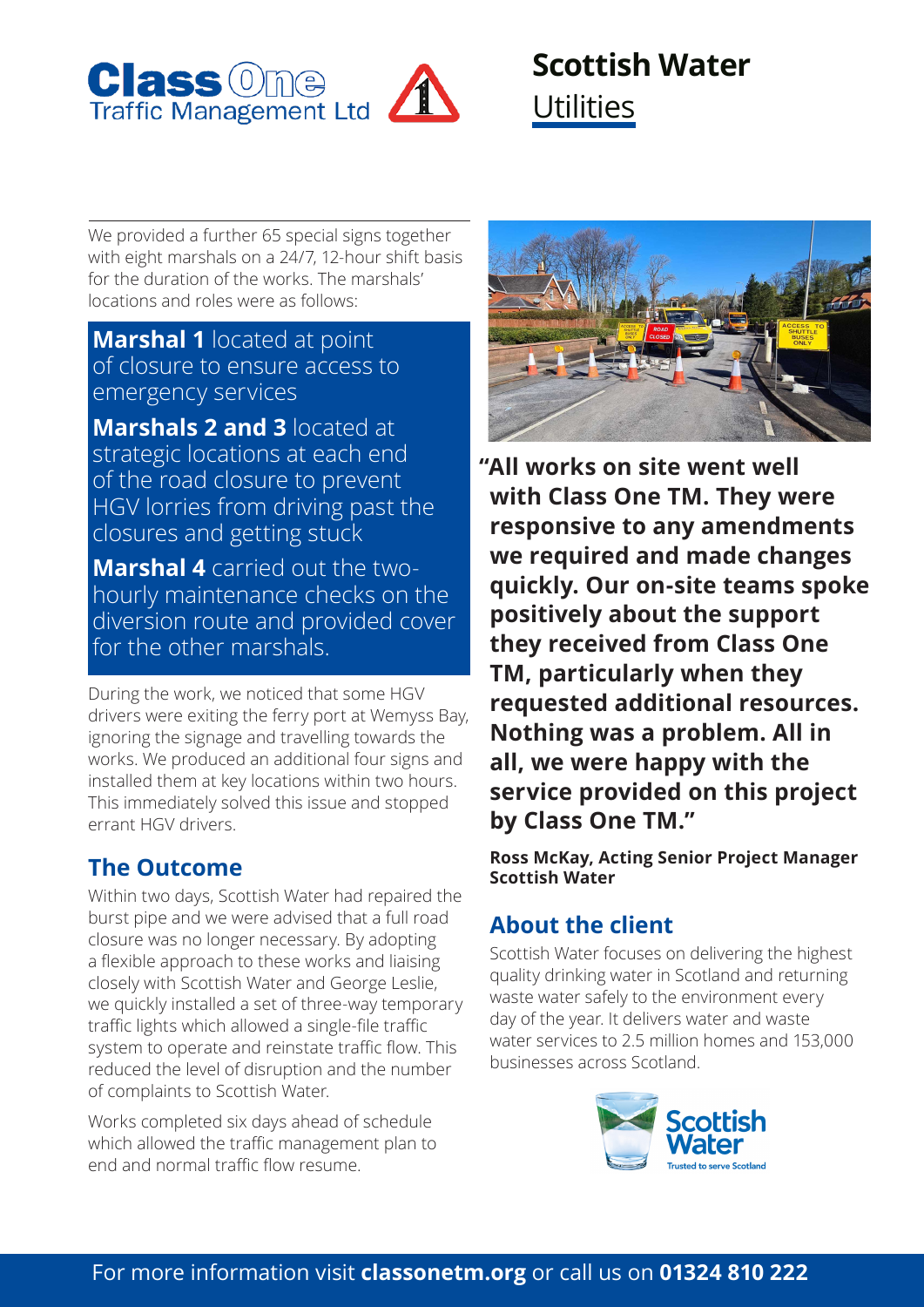# Scottish Water

## Utilities

We provided a further 65 special signs together with eight marshals on a 24/7, 12-hour shift basis for the duration of the works. The marshals' locations and roles were as follows:

**Marshal 1** located at point of closure to ensure access to emergency services

**Marshals 2 and 3** located at strategic locations at each end of the road closure to prevent HGV lorries from driving past the closures and getting stuck

**Marshal 4** carried out the two-hourly maintenance checks on the diversion route and provided cover for the other marshals.

During the work, we noticed that some HGV drivers were exiting the ferry port at Wemyss Bay, ignoring the signage and travelling towards the works. We produced an additional four signs and installed them at key locations within two hours. This immediately solved this issue and stopped errant HGV drivers.

## The Outcome

Within two days, Scottish Water had repaired the burst pipe and we were advised that a full road closure was no longer necessary. By adopting a flexible approach to these works and liaising closely with Scottish Water and George Leslie, we quickly installed a set of three-way temporary traffic lights which allowed a single-file traffic system to operate and reinstate traffic flow. This reduced the level of disruption and the number of complaints to Scottish Water.

Works completed six days ahead of schedule which allowed the traffic management plan to end and normal traffic flow resume.

**"All works on site went well with Class One TM. They were responsive to any amendments we required and made changes quickly. Our on-site teams spoke positively about the support they received from Class One TM, particularly when they requested additional resources. Nothing was a problem. All in all, we were happy with the service provided on this project by Class One TM."**

**Ross McKay, Acting Senior Project Manager**
**Scottish Water**

## About the client

Scottish Water focuses on delivering the highest quality drinking water in Scotland and returning waste water safely to the environment every day of the year. It delivers water and waste water services to 2.5 million homes and 153,000 businesses across Scotland.

For more information visit **classonetm.org** or call us on **01324 810 222**